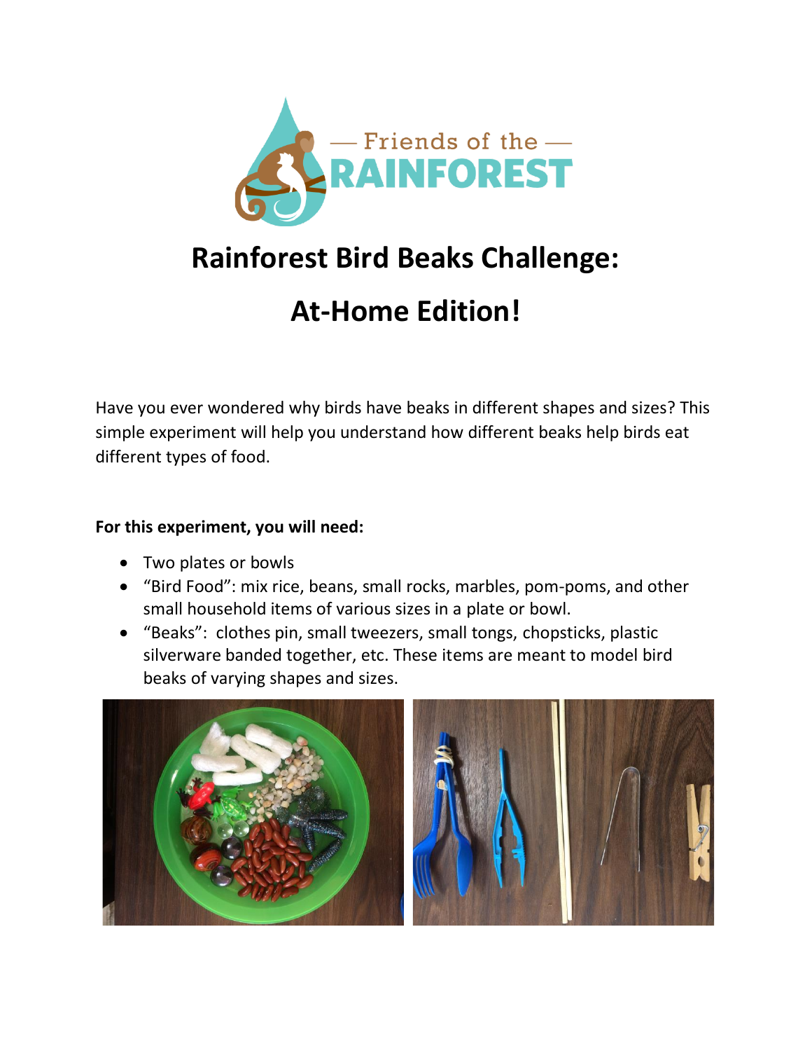# Rainforest Bird Beaks Challenge:

# At-Home Edition!

Have you ever wondered why birds have beaks in different shapes and sizes? This simple experiment will help you understand how different beaks help birds eat different types of food.

**For this experiment, you will need:**

- Two plates or bowls
- "Bird Food": mix rice, beans, small rocks, marbles, pom-poms, and other small household items of various sizes in a plate or bowl.
- "Beaks": clothes pin, small tweezers, small tongs, chopsticks, plastic silverware banded together, etc. These items are meant to model bird beaks of varying shapes and sizes.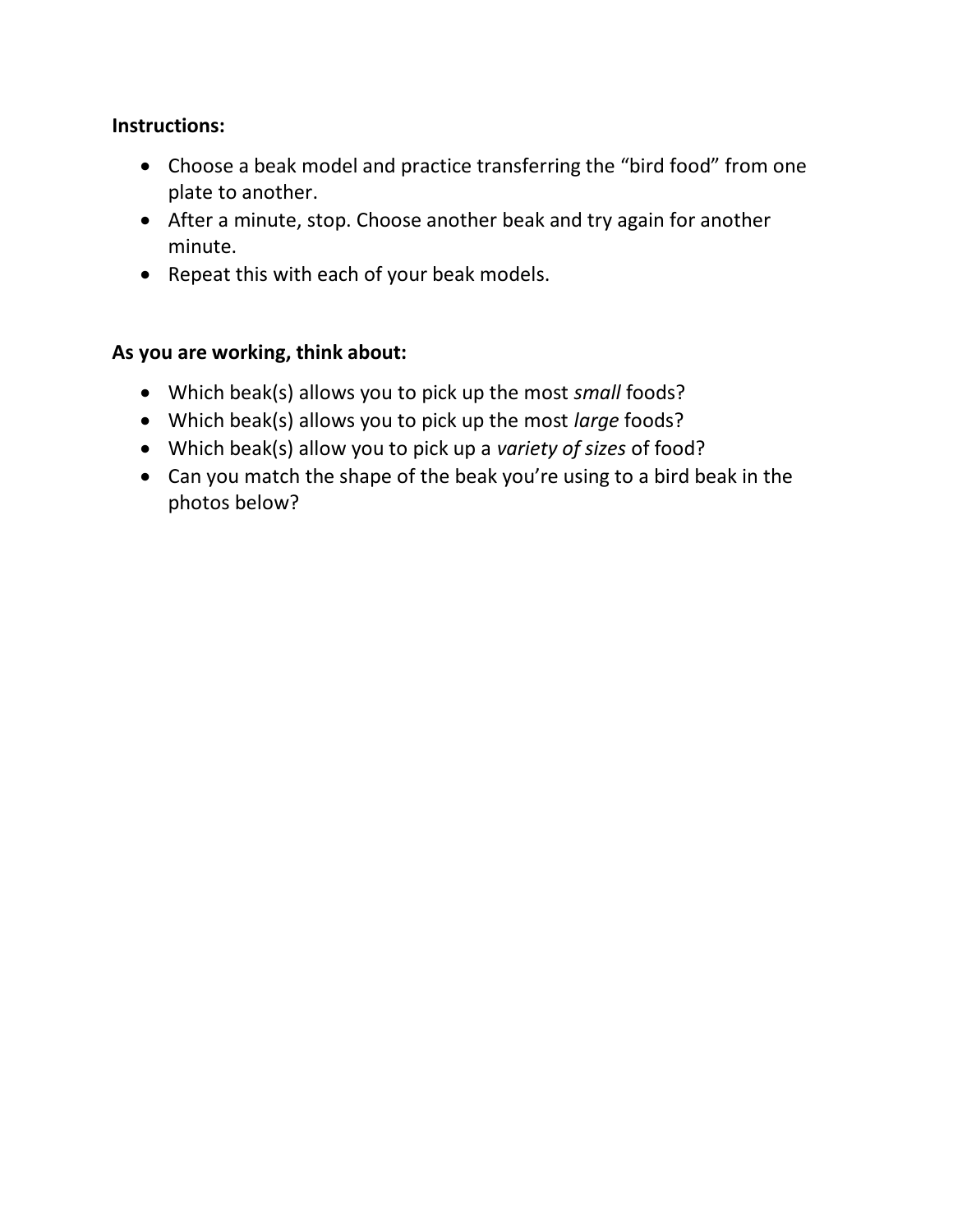**Instructions:**

- Choose a beak model and practice transferring the “bird food” from one plate to another.
- After a minute, stop. Choose another beak and try again for another minute.
- Repeat this with each of your beak models.

**As you are working, think about:**

- Which beak(s) allows you to pick up the most *small* foods?
- Which beak(s) allows you to pick up the most *large* foods?
- Which beak(s) allow you to pick up a *variety of sizes* of food?
- Can you match the shape of the beak you’re using to a bird beak in the photos below?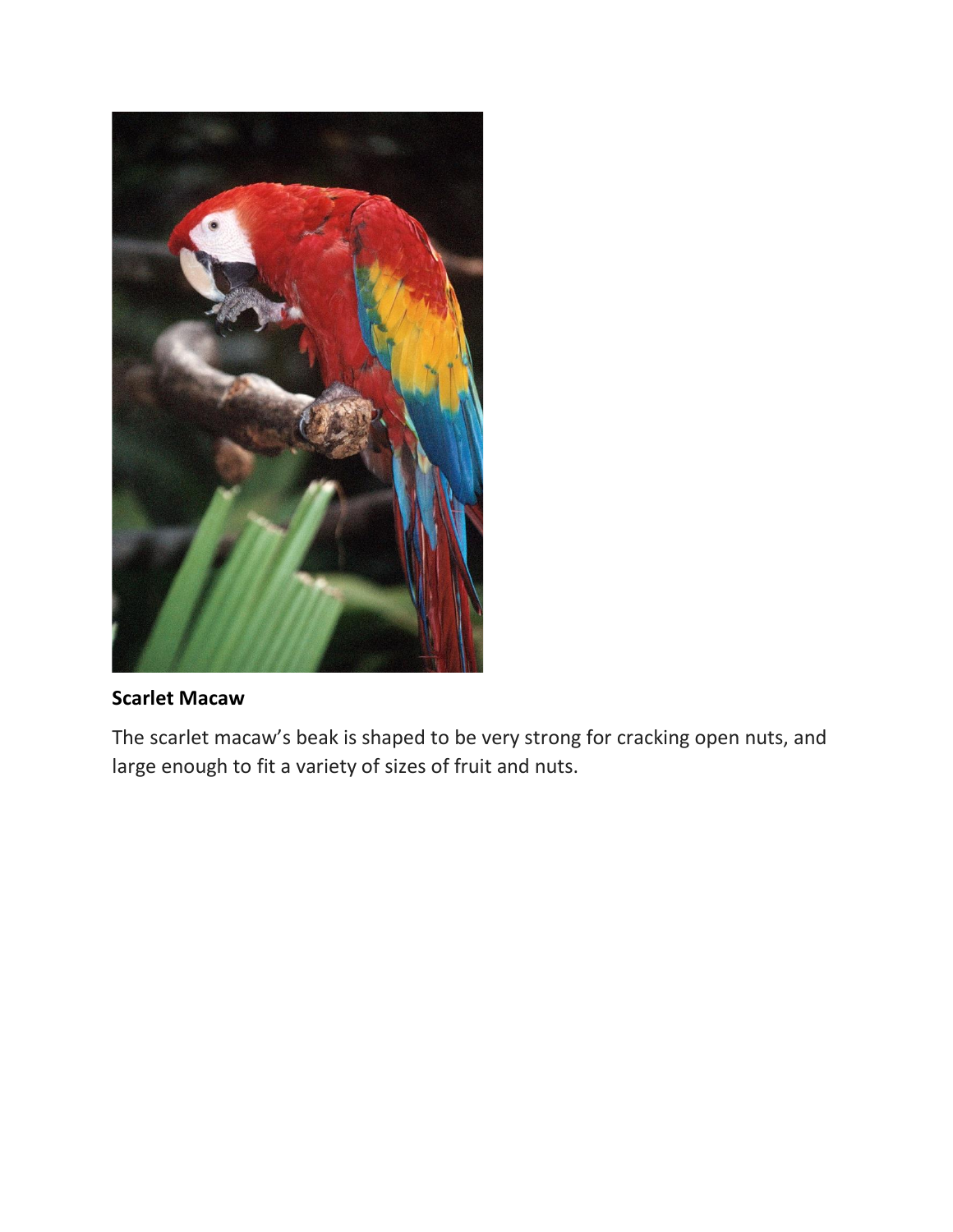**Scarlet Macaw**

The scarlet macaw's beak is shaped to be very strong for cracking open nuts, and large enough to fit a variety of sizes of fruit and nuts.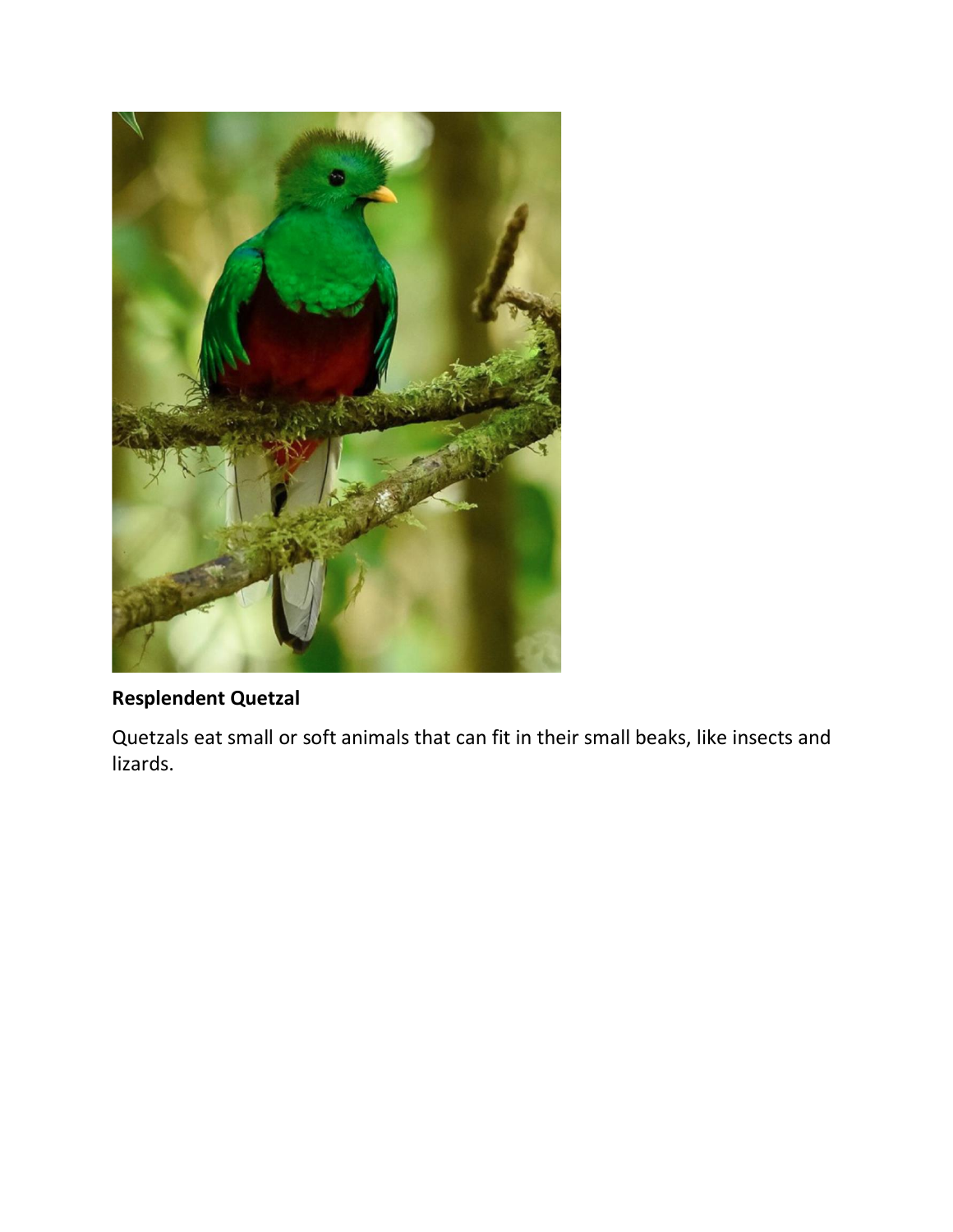**Resplendent Quetzal**

Quetzals eat small or soft animals that can fit in their small beaks, like insects and lizards.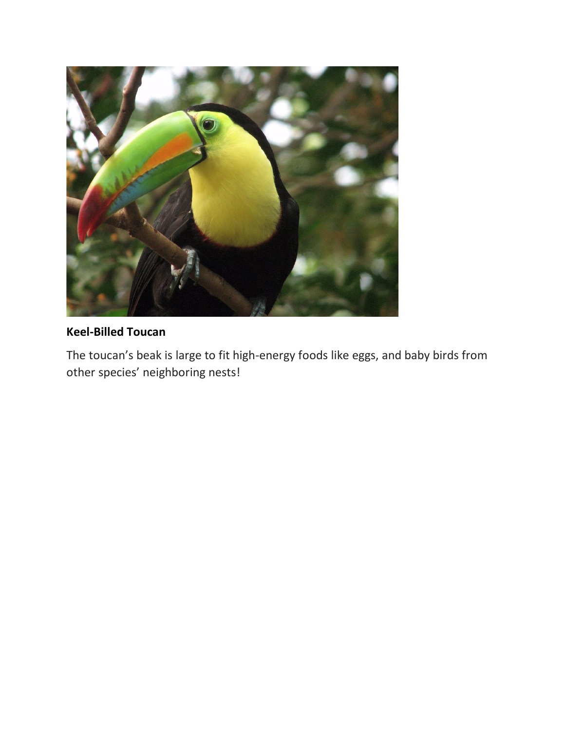**Keel-Billed Toucan**

The toucan's beak is large to fit high-energy foods like eggs, and baby birds from other species' neighboring nests!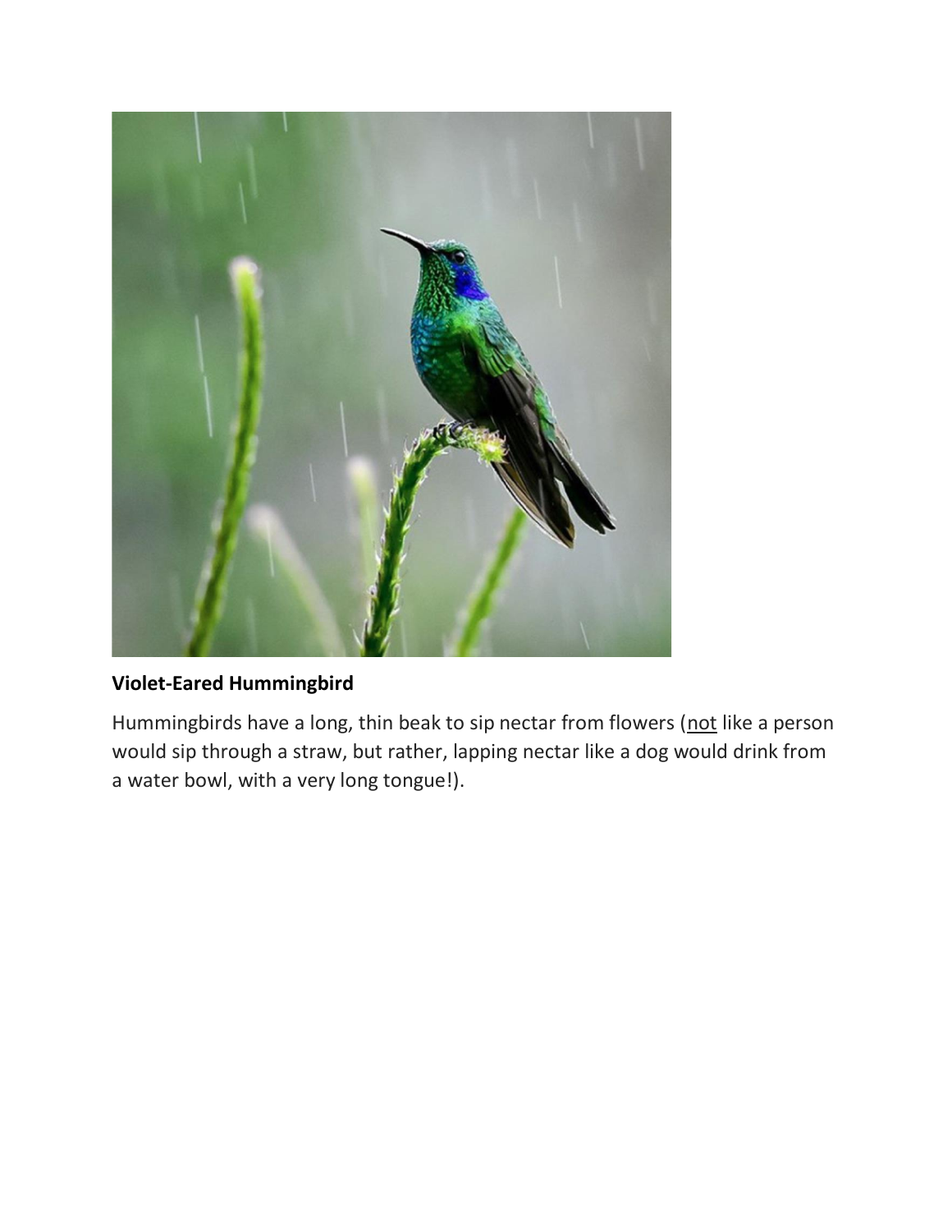**Violet-Eared Hummingbird**

Hummingbirds have a long, thin beak to sip nectar from flowers (<u>not</u> like a person would sip through a straw, but rather, lapping nectar like a dog would drink from a water bowl, with a very long tongue!).